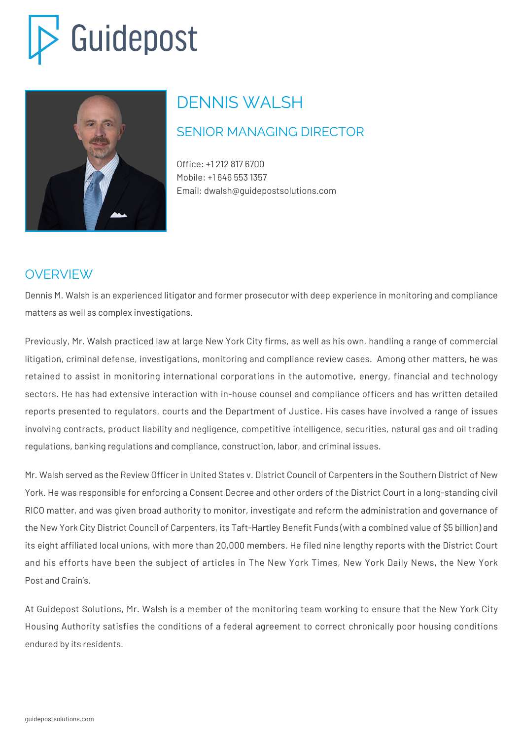Guidepost

# DENNIS WALSH

## SENIOR MANAGING DIRECTOR

Office: +1 212 817 6700
Mobile: +1 646 553 1357
Email: dwalsh@guidepostsolutions.com

## OVERVIEW

Dennis M. Walsh is an experienced litigator and former prosecutor with deep experience in monitoring and compliance matters as well as complex investigations.

Previously, Mr. Walsh practiced law at large New York City firms, as well as his own, handling a range of commercial litigation, criminal defense, investigations, monitoring and compliance review cases. Among other matters, he was retained to assist in monitoring international corporations in the automotive, energy, financial and technology sectors. He has had extensive interaction with in-house counsel and compliance officers and has written detailed reports presented to regulators, courts and the Department of Justice. His cases have involved a range of issues involving contracts, product liability and negligence, competitive intelligence, securities, natural gas and oil trading regulations, banking regulations and compliance, construction, labor, and criminal issues.

Mr. Walsh served as the Review Officer in United States v. District Council of Carpenters in the Southern District of New York. He was responsible for enforcing a Consent Decree and other orders of the District Court in a long-standing civil RICO matter, and was given broad authority to monitor, investigate and reform the administration and governance of the New York City District Council of Carpenters, its Taft-Hartley Benefit Funds (with a combined value of $5 billion) and its eight affiliated local unions, with more than 20,000 members. He filed nine lengthy reports with the District Court and his efforts have been the subject of articles in The New York Times, New York Daily News, the New York Post and Crain's.

At Guidepost Solutions, Mr. Walsh is a member of the monitoring team working to ensure that the New York City Housing Authority satisfies the conditions of a federal agreement to correct chronically poor housing conditions endured by its residents.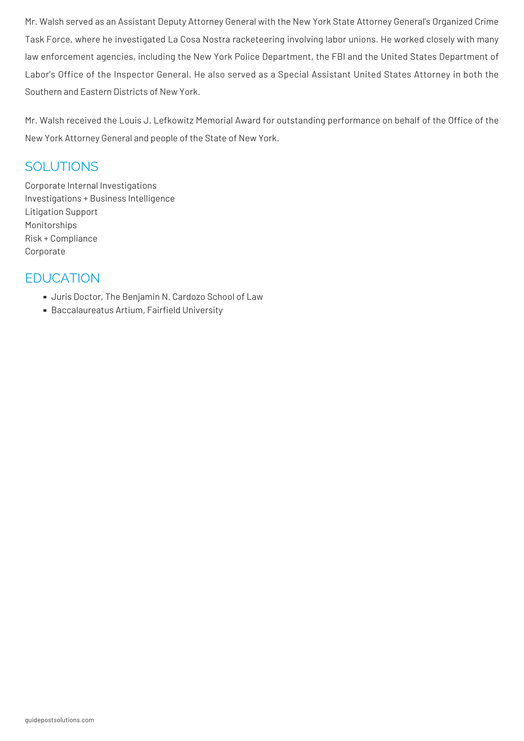Mr. Walsh served as an Assistant Deputy Attorney General with the New York State Attorney General's Organized Crime Task Force, where he investigated La Cosa Nostra racketeering involving labor unions. He worked closely with many law enforcement agencies, including the New York Police Department, the FBI and the United States Department of Labor's Office of the Inspector General. He also served as a Special Assistant United States Attorney in both the Southern and Eastern Districts of New York.

Mr. Walsh received the Louis J. Lefkowitz Memorial Award for outstanding performance on behalf of the Office of the New York Attorney General and people of the State of New York.

## SOLUTIONS

Corporate Internal Investigations
Investigations + Business Intelligence
Litigation Support
Monitorships
Risk + Compliance
Corporate

## EDUCATION

- Juris Doctor, The Benjamin N. Cardozo School of Law
- Baccalaureatus Artium, Fairfield University